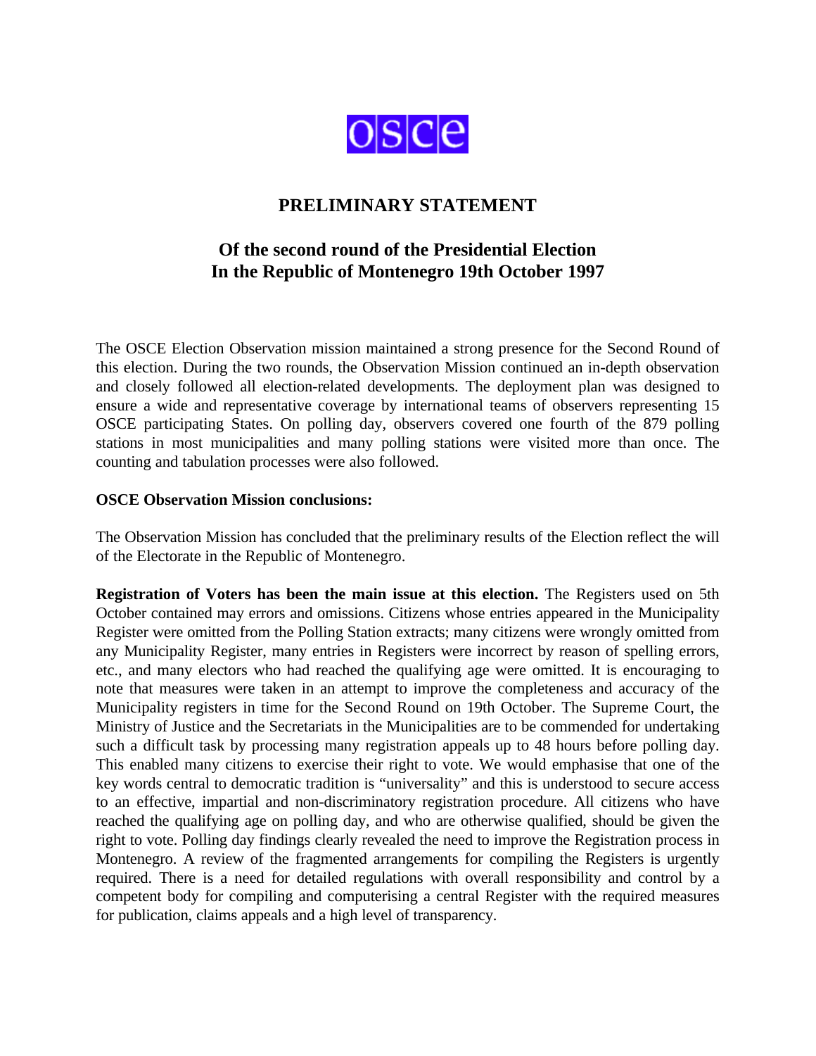osce

# PRELIMINARY STATEMENT

## Of the second round of the Presidential Election In the Republic of Montenegro 19th October 1997

The OSCE Election Observation mission maintained a strong presence for the Second Round of this election. During the two rounds, the Observation Mission continued an in-depth observation and closely followed all election-related developments. The deployment plan was designed to ensure a wide and representative coverage by international teams of observers representing 15 OSCE participating States. On polling day, observers covered one fourth of the 879 polling stations in most municipalities and many polling stations were visited more than once. The counting and tabulation processes were also followed.

**OSCE Observation Mission conclusions:**

The Observation Mission has concluded that the preliminary results of the Election reflect the will of the Electorate in the Republic of Montenegro.

**Registration of Voters has been the main issue at this election.** The Registers used on 5th October contained may errors and omissions. Citizens whose entries appeared in the Municipality Register were omitted from the Polling Station extracts; many citizens were wrongly omitted from any Municipality Register, many entries in Registers were incorrect by reason of spelling errors, etc., and many electors who had reached the qualifying age were omitted. It is encouraging to note that measures were taken in an attempt to improve the completeness and accuracy of the Municipality registers in time for the Second Round on 19th October. The Supreme Court, the Ministry of Justice and the Secretariats in the Municipalities are to be commended for undertaking such a difficult task by processing many registration appeals up to 48 hours before polling day. This enabled many citizens to exercise their right to vote. We would emphasise that one of the key words central to democratic tradition is “universality” and this is understood to secure access to an effective, impartial and non-discriminatory registration procedure. All citizens who have reached the qualifying age on polling day, and who are otherwise qualified, should be given the right to vote. Polling day findings clearly revealed the need to improve the Registration process in Montenegro. A review of the fragmented arrangements for compiling the Registers is urgently required. There is a need for detailed regulations with overall responsibility and control by a competent body for compiling and computerising a central Register with the required measures for publication, claims appeals and a high level of transparency.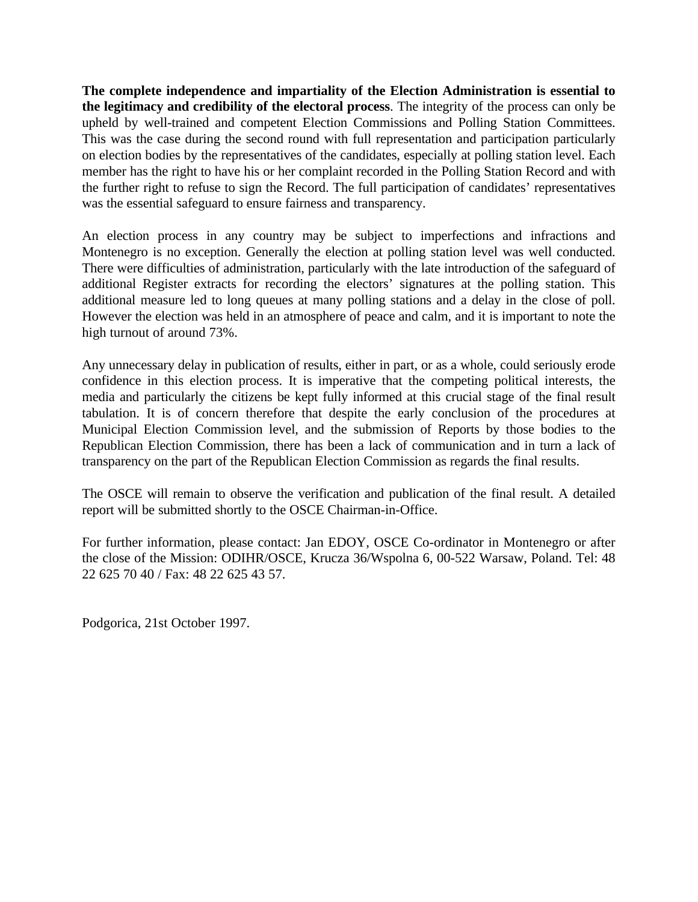**The complete independence and impartiality of the Election Administration is essential to the legitimacy and credibility of the electoral process**. The integrity of the process can only be upheld by well-trained and competent Election Commissions and Polling Station Committees. This was the case during the second round with full representation and participation particularly on election bodies by the representatives of the candidates, especially at polling station level. Each member has the right to have his or her complaint recorded in the Polling Station Record and with the further right to refuse to sign the Record. The full participation of candidates' representatives was the essential safeguard to ensure fairness and transparency.

An election process in any country may be subject to imperfections and infractions and Montenegro is no exception. Generally the election at polling station level was well conducted. There were difficulties of administration, particularly with the late introduction of the safeguard of additional Register extracts for recording the electors' signatures at the polling station. This additional measure led to long queues at many polling stations and a delay in the close of poll. However the election was held in an atmosphere of peace and calm, and it is important to note the high turnout of around 73%.

Any unnecessary delay in publication of results, either in part, or as a whole, could seriously erode confidence in this election process. It is imperative that the competing political interests, the media and particularly the citizens be kept fully informed at this crucial stage of the final result tabulation. It is of concern therefore that despite the early conclusion of the procedures at Municipal Election Commission level, and the submission of Reports by those bodies to the Republican Election Commission, there has been a lack of communication and in turn a lack of transparency on the part of the Republican Election Commission as regards the final results.

The OSCE will remain to observe the verification and publication of the final result. A detailed report will be submitted shortly to the OSCE Chairman-in-Office.

For further information, please contact: Jan EDOY, OSCE Co-ordinator in Montenegro or after the close of the Mission: ODIHR/OSCE, Krucza 36/Wspolna 6, 00-522 Warsaw, Poland. Tel: 48 22 625 70 40 / Fax: 48 22 625 43 57.

Podgorica, 21st October 1997.